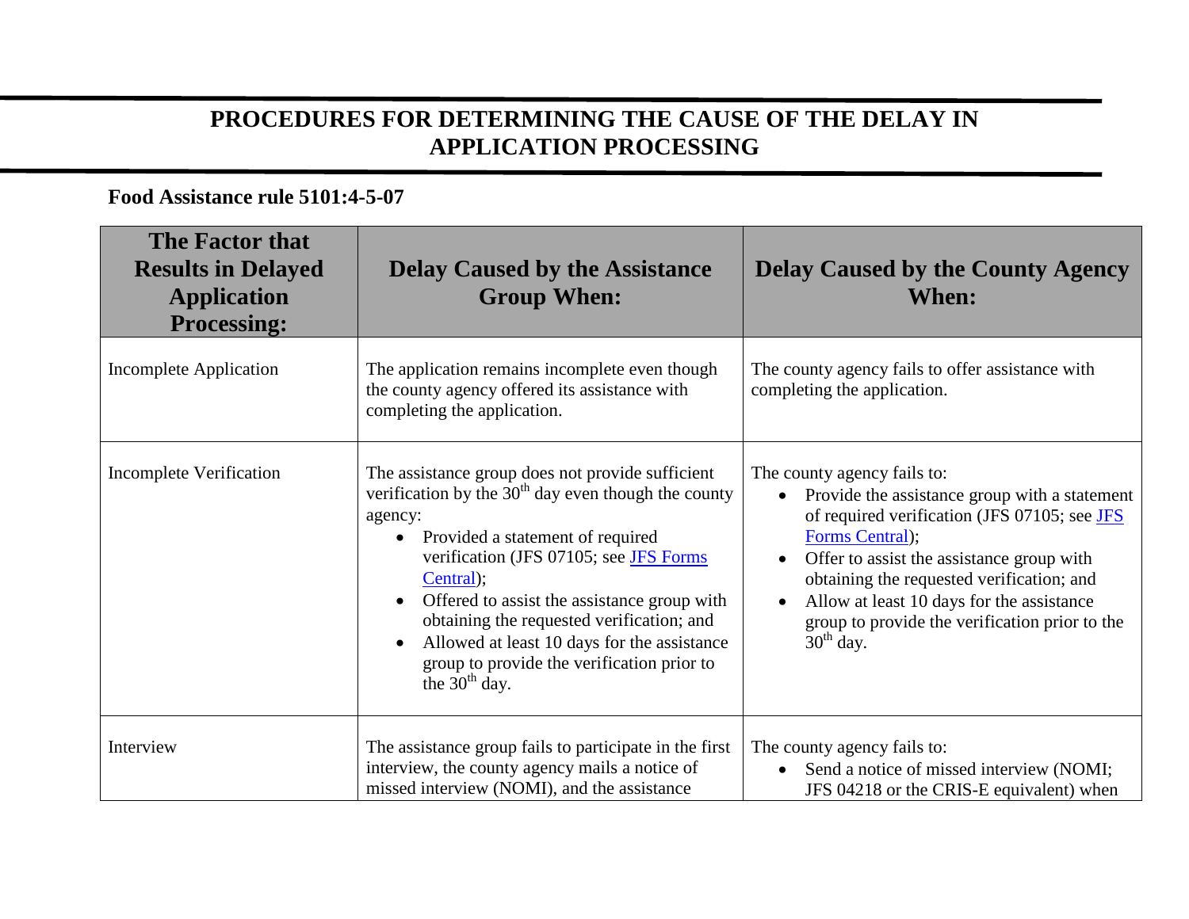# PROCEDURES FOR DETERMINING THE CAUSE OF THE DELAY IN APPLICATION PROCESSING

**Food Assistance rule 5101:4-5-07**

| The Factor that Results in Delayed Application Processing: | Delay Caused by the Assistance Group When: | Delay Caused by the County Agency When: |
|---|---|---|
| Incomplete Application | The application remains incomplete even though the county agency offered its assistance with completing the application. | The county agency fails to offer assistance with completing the application. |
| Incomplete Verification | The assistance group does not provide sufficient verification by the 30th day even though the county agency: <br>• Provided a statement of required verification (JFS 07105; see JFS Forms Central); <br>• Offered to assist the assistance group with obtaining the requested verification; and <br>• Allowed at least 10 days for the assistance group to provide the verification prior to the 30th day. | The county agency fails to: <br>• Provide the assistance group with a statement of required verification (JFS 07105; see JFS Forms Central); <br>• Offer to assist the assistance group with obtaining the requested verification; and <br>• Allow at least 10 days for the assistance group to provide the verification prior to the 30th day. |
| Interview | The assistance group fails to participate in the first interview, the county agency mails a notice of missed interview (NOMI), and the assistance | The county agency fails to: <br>• Send a notice of missed interview (NOMI; JFS 04218 or the CRIS-E equivalent) when |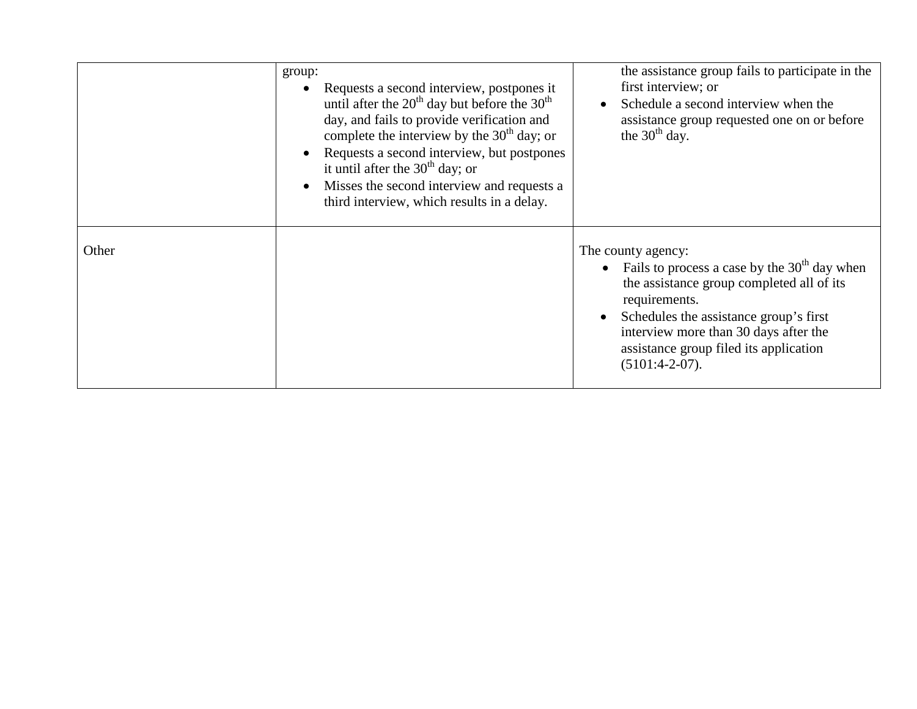| | | |
|---|---|---|
| | group:<br>• Requests a second interview, postpones it until after the 20th day but before the 30th day, and fails to provide verification and complete the interview by the 30th day; or<br>• Requests a second interview, but postpones it until after the 30th day; or<br>• Misses the second interview and requests a third interview, which results in a delay. | the assistance group fails to participate in the first interview; or<br>• Schedule a second interview when the assistance group requested one on or before the 30th day. |
| Other | | The county agency:<br>• Fails to process a case by the 30th day when the assistance group completed all of its requirements.<br>• Schedules the assistance group's first interview more than 30 days after the assistance group filed its application (5101:4-2-07). |